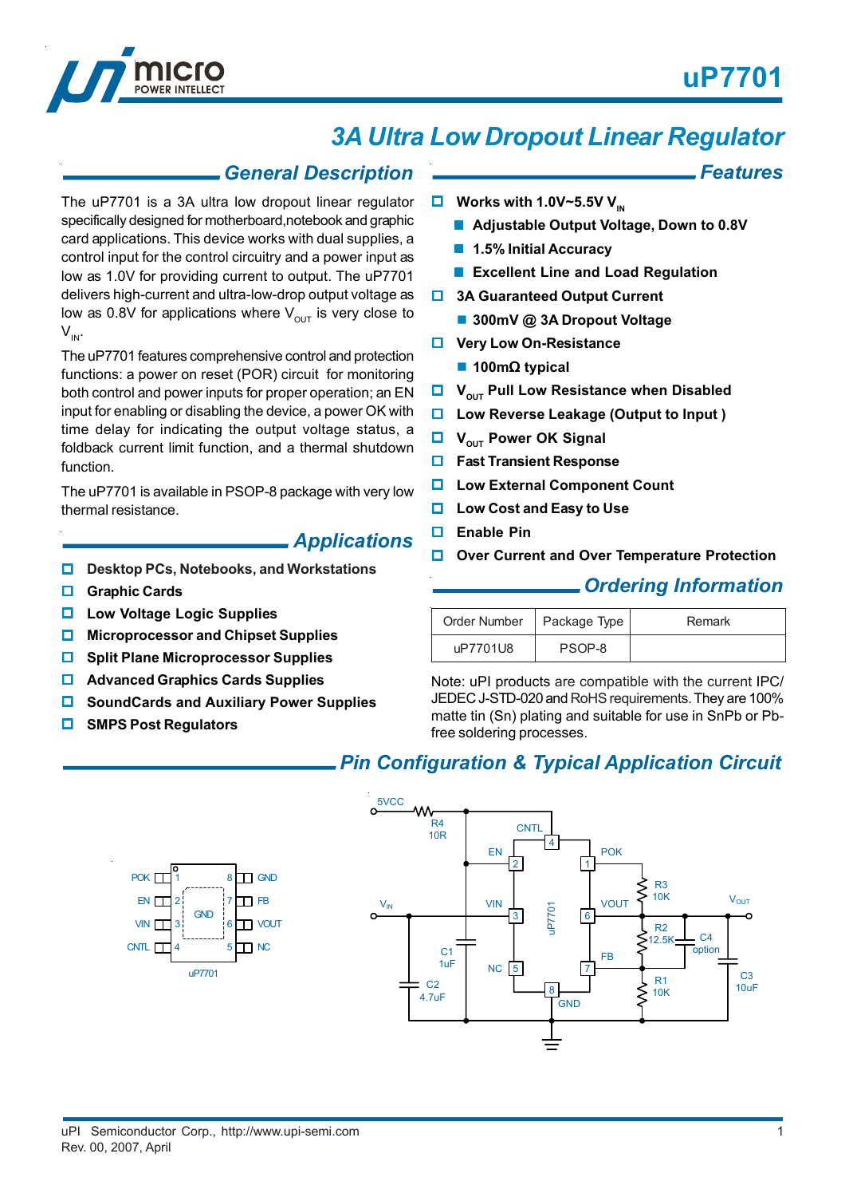# uP7701

## 3A Ultra Low Dropout Linear Regulator

## General Description

The uP7701 is a 3A ultra low dropout linear regulator specifically designed for motherboard,notebook and graphic card applications. This device works with dual supplies, a control input for the control circuitry and a power input as low as 1.0V for providing current to output. The uP7701 delivers high-current and ultra-low-drop output voltage as low as 0.8V for applications where $V_{OUT}$ is very close to $V_{IN}$.

The uP7701 features comprehensive control and protection functions: a power on reset (POR) circuit for monitoring both control and power inputs for proper operation; an EN input for enabling or disabling the device, a power OK with time delay for indicating the output voltage status, a foldback current limit function, and a thermal shutdown function.

The uP7701 is available in PSOP-8 package with very low thermal resistance.

## Applications

- Desktop PCs, Notebooks, and Workstations
- Graphic Cards
- Low Voltage Logic Supplies
- Microprocessor and Chipset Supplies
- Split Plane Microprocessor Supplies
- Advanced Graphics Cards Supplies
- SoundCards and Auxiliary Power Supplies
- SMPS Post Regulators

## Features

- Works with 1.0V~5.5V $V_{IN}$
  - Adjustable Output Voltage, Down to 0.8V
  - 1.5% Initial Accuracy
  - Excellent Line and Load Regulation
- 3A Guaranteed Output Current
  - 300mV @ 3A Dropout Voltage
- Very Low On-Resistance
  - 100mΩ typical
- $V_{OUT}$ Pull Low Resistance when Disabled
- Low Reverse Leakage (Output to Input )
- $V_{OUT}$ Power OK Signal
- Fast Transient Response
- Low External Component Count
- Low Cost and Easy to Use
- Enable Pin
- Over Current and Over Temperature Protection

## Ordering Information

| Order Number | Package Type | Remark |
|---|---|---|
| uP7701U8 | PSOP-8 | |

Note: uPI products are compatible with the current IPC/JEDEC J-STD-020 and RoHS requirements. They are 100% matte tin (Sn) plating and suitable for use in SnPb or Pb-free soldering processes.

## Pin Configuration & Typical Application Circuit

Pin configuration (uP7701): 1 POK, 2 EN, 3 VIN, 4 CNTL, 5 NC, 6 VOUT, 7 FB, 8 GND; exposed pad GND.

Typical application circuit: 5VCC through R4 10R to CNTL (pin 4) and EN (pin 2); C1 1uF; $V_{IN}$ to VIN (pin 3) with C2 4.7uF; NC (pin 5); POK (pin 1) pulled up by R3 10K; VOUT (pin 6) to $V_{OUT}$ with C3 10uF; FB (pin 7) divider R2 12.5K / R1 10K, C4 option; GND (pin 8).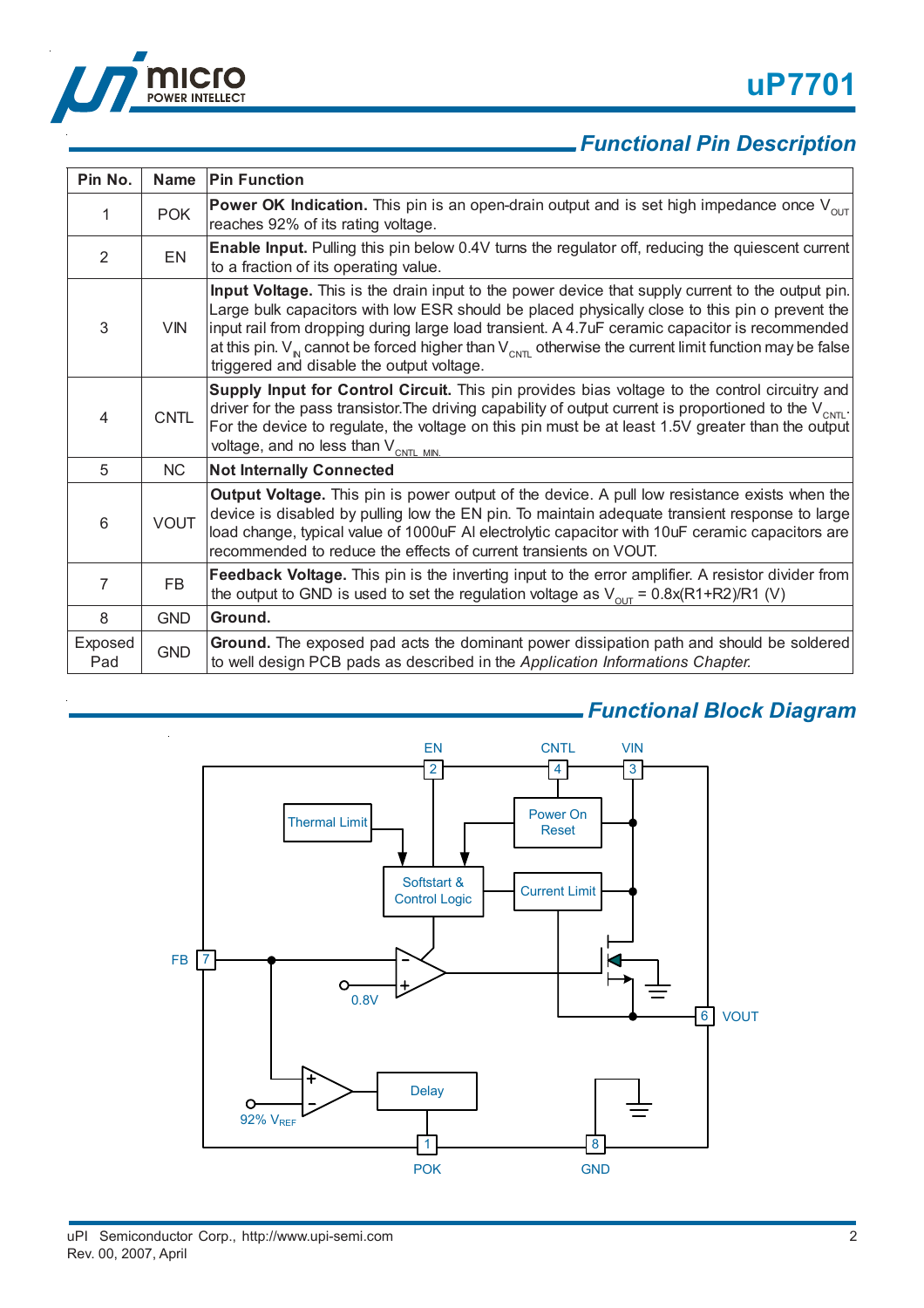## Functional Pin Description

| Pin No. | Name | Pin Function |
|---|---|---|
| 1 | POK | **Power OK Indication.** This pin is an open-drain output and is set high impedance once $V_{OUT}$ reaches 92% of its rating voltage. |
| 2 | EN | **Enable Input.** Pulling this pin below 0.4V turns the regulator off, reducing the quiescent current to a fraction of its operating value. |
| 3 | VIN | **Input Voltage.** This is the drain input to the power device that supply current to the output pin. Large bulk capacitors with low ESR should be placed physically close to this pin o prevent the input rail from dropping during large load transient. A 4.7uF ceramic capacitor is recommended at this pin. $V_{IN}$ cannot be forced higher than $V_{CNTL}$ otherwise the current limit function may be false triggered and disable the output voltage. |
| 4 | CNTL | **Supply Input for Control Circuit.** This pin provides bias voltage to the control circuitry and driver for the pass transistor.The driving capability of output current is proportioned to the $V_{CNTL}$. For the device to regulate, the voltage on this pin must be at least 1.5V greater than the output voltage, and no less than $V_{CNTL\_MIN}$. |
| 5 | NC | **Not Internally Connected** |
| 6 | VOUT | **Output Voltage.** This pin is power output of the device. A pull low resistance exists when the device is disabled by pulling low the EN pin. To maintain adequate transient response to large load change, typical value of 1000uF Al electrolytic capacitor with 10uF ceramic capacitors are recommended to reduce the effects of current transients on VOUT. |
| 7 | FB | **Feedback Voltage.** This pin is the inverting input to the error amplifier. A resistor divider from the output to GND is used to set the regulation voltage as $V_{OUT}$ = 0.8x(R1+R2)/R1 (V) |
| 8 | GND | **Ground.** |
| Exposed Pad | GND | **Ground.** The exposed pad acts the dominant power dissipation path and should be soldered to well design PCB pads as described in the *Application Informations Chapter.* |

## Functional Block Diagram

EN, CNTL, VIN, Thermal Limit, Power On Reset, Softstart & Control Logic, Current Limit, FB, 0.8V, VOUT, 92% $V_{REF}$, Delay, POK, GND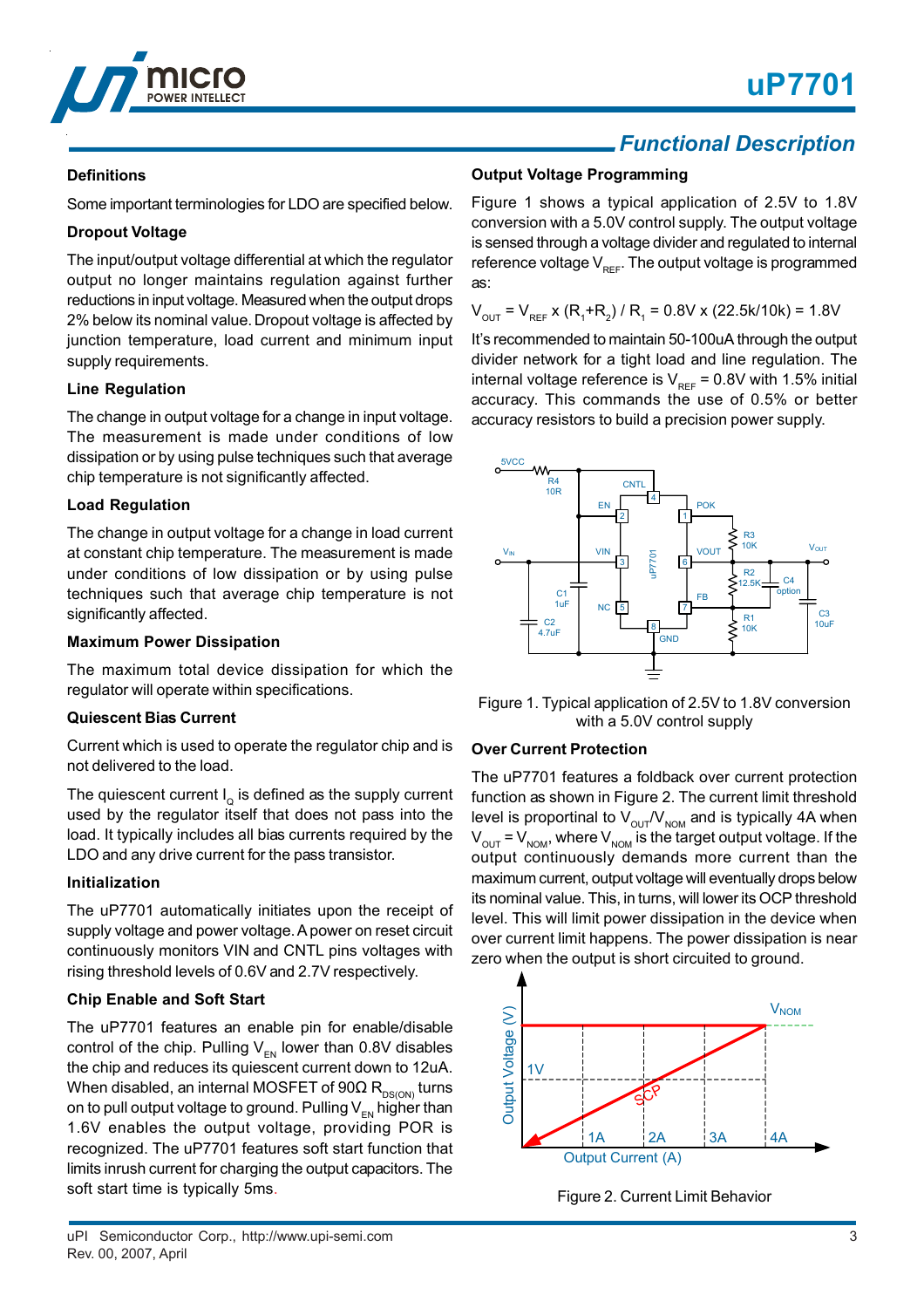## Functional Description

### Definitions

Some important terminologies for LDO are specified below.

### Dropout Voltage

The input/output voltage differential at which the regulator output no longer maintains regulation against further reductions in input voltage. Measured when the output drops 2% below its nominal value. Dropout voltage is affected by junction temperature, load current and minimum input supply requirements.

### Line Regulation

The change in output voltage for a change in input voltage. The measurement is made under conditions of low dissipation or by using pulse techniques such that average chip temperature is not significantly affected.

### Load Regulation

The change in output voltage for a change in load current at constant chip temperature. The measurement is made under conditions of low dissipation or by using pulse techniques such that average chip temperature is not significantly affected.

### Maximum Power Dissipation

The maximum total device dissipation for which the regulator will operate within specifications.

### Quiescent Bias Current

Current which is used to operate the regulator chip and is not delivered to the load.

The quiescent current $I_Q$ is defined as the supply current used by the regulator itself that does not pass into the load. It typically includes all bias currents required by the LDO and any drive current for the pass transistor.

### Initialization

The uP7701 automatically initiates upon the receipt of supply voltage and power voltage. A power on reset circuit continuously monitors VIN and CNTL pins voltages with rising threshold levels of 0.6V and 2.7V respectively.

### Chip Enable and Soft Start

The uP7701 features an enable pin for enable/disable control of the chip. Pulling $V_{EN}$ lower than 0.8V disables the chip and reduces its quiescent current down to 12uA. When disabled, an internal MOSFET of 90Ω $R_{DS(ON)}$ turns on to pull output voltage to ground. Pulling $V_{EN}$ higher than 1.6V enables the output voltage, providing POR is recognized. The uP7701 features soft start function that limits inrush current for charging the output capacitors. The soft start time is typically 5ms.

### Output Voltage Programming

Figure 1 shows a typical application of 2.5V to 1.8V conversion with a 5.0V control supply. The output voltage is sensed through a voltage divider and regulated to internal reference voltage $V_{REF}$. The output voltage is programmed as:

$$V_{OUT} = V_{REF} \times (R_1+R_2) / R_1 = 0.8V \times (22.5k/10k) = 1.8V$$

It's recommended to maintain 50-100uA through the output divider network for a tight load and line regulation. The internal voltage reference is $V_{REF}$ = 0.8V with 1.5% initial accuracy. This commands the use of 0.5% or better accuracy resistors to build a precision power supply.

Figure 1. Typical application of 2.5V to 1.8V conversion with a 5.0V control supply

### Over Current Protection

The uP7701 features a foldback over current protection function as shown in Figure 2. The current limit threshold level is proportional to $V_{OUT}/V_{NOM}$ and is typically 4A when $V_{OUT} = V_{NOM}$, where $V_{NOM}$ is the target output voltage. If the output continuously demands more current than the maximum current, output voltage will eventually drops below its nominal value. This, in turns, will lower its OCP threshold level. This will limit power dissipation in the device when over current limit happens. The power dissipation is near zero when the output is short circuited to ground.

Figure 2. Current Limit Behavior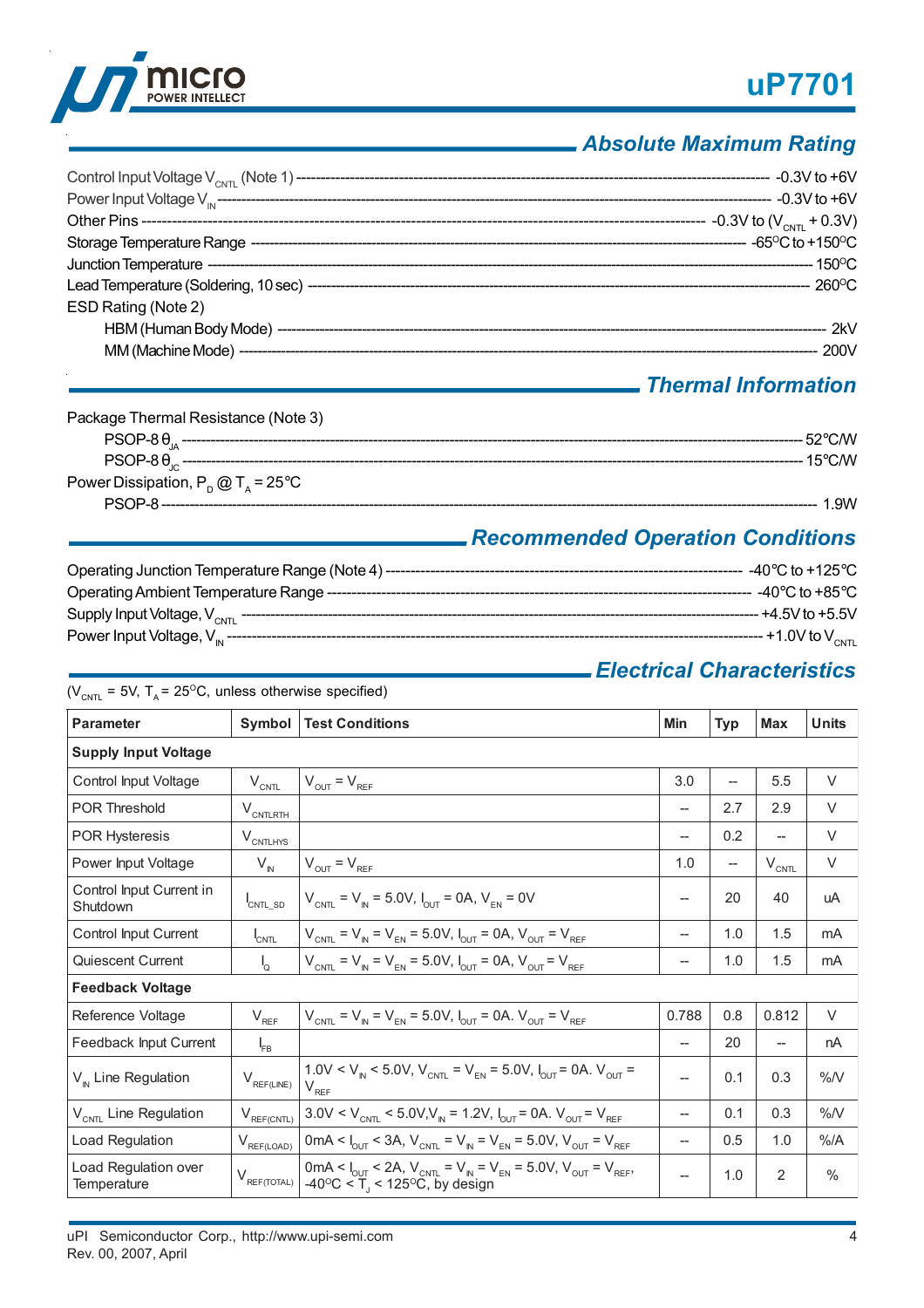## Absolute Maximum Rating

Control Input Voltage $V_{CNTL}$ (Note 1) ---------- -0.3V to +6V
Power Input Voltage $V_{IN}$ ---------- -0.3V to +6V
Other Pins ---------- -0.3V to ($V_{CNTL}$ + 0.3V)
Storage Temperature Range ---------- -65°C to +150°C
Junction Temperature ---------- 150°C
Lead Temperature (Soldering, 10 sec) ---------- 260°C
ESD Rating (Note 2)
- HBM (Human Body Mode) ---------- 2kV
- MM (Machine Mode) ---------- 200V

## Thermal Information

Package Thermal Resistance (Note 3)
- PSOP-8 $\theta_{JA}$ ---------- 52°C/W
- PSOP-8 $\theta_{JC}$ ---------- 15°C/W

Power Dissipation, $P_D$ @ $T_A$ = 25°C
- PSOP-8 ---------- 1.9W

## Recommended Operation Conditions

Operating Junction Temperature Range (Note 4) ---------- -40°C to +125°C
Operating Ambient Temperature Range ---------- -40°C to +85°C
Supply Input Voltage, $V_{CNTL}$ ---------- +4.5V to +5.5V
Power Input Voltage, $V_{IN}$ ---------- +1.0V to $V_{CNTL}$

## Electrical Characteristics

($V_{CNTL}$ = 5V, $T_A$ = 25°C, unless otherwise specified)

| Parameter | Symbol | Test Conditions | Min | Typ | Max | Units |
|---|---|---|---|---|---|---|
| **Supply Input Voltage** | | | | | | |
| Control Input Voltage | $V_{CNTL}$ | $V_{OUT} = V_{REF}$ | 3.0 | -- | 5.5 | V |
| POR Threshold | $V_{CNTLRTH}$ | | -- | 2.7 | 2.9 | V |
| POR Hysteresis | $V_{CNTLHYS}$ | | -- | 0.2 | -- | V |
| Power Input Voltage | $V_{IN}$ | $V_{OUT} = V_{REF}$ | 1.0 | -- | $V_{CNTL}$ | V |
| Control Input Current in Shutdown | $I_{CNTL\_SD}$ | $V_{CNTL} = V_{IN}$ = 5.0V, $I_{OUT}$ = 0A, $V_{EN}$ = 0V | -- | 20 | 40 | uA |
| Control Input Current | $I_{CNTL}$ | $V_{CNTL} = V_{IN} = V_{EN}$ = 5.0V, $I_{OUT}$ = 0A, $V_{OUT} = V_{REF}$ | -- | 1.0 | 1.5 | mA |
| Quiescent Current | $I_Q$ | $V_{CNTL} = V_{IN} = V_{EN}$ = 5.0V, $I_{OUT}$ = 0A, $V_{OUT} = V_{REF}$ | -- | 1.0 | 1.5 | mA |
| **Feedback Voltage** | | | | | | |
| Reference Voltage | $V_{REF}$ | $V_{CNTL} = V_{IN} = V_{EN}$ = 5.0V, $I_{OUT}$ = 0A. $V_{OUT} = V_{REF}$ | 0.788 | 0.8 | 0.812 | V |
| Feedback Input Current | $I_{FB}$ | | -- | 20 | -- | nA |
| $V_{IN}$ Line Regulation | $V_{REF(LINE)}$ | 1.0V < $V_{IN}$ < 5.0V, $V_{CNTL} = V_{EN}$ = 5.0V, $I_{OUT}$ = 0A. $V_{OUT} = V_{REF}$ | -- | 0.1 | 0.3 | %/V |
| $V_{CNTL}$ Line Regulation | $V_{REF(CNTL)}$ | 3.0V < $V_{CNTL}$ < 5.0V, $V_{IN}$ = 1.2V, $I_{OUT}$ = 0A. $V_{OUT} = V_{REF}$ | -- | 0.1 | 0.3 | %/V |
| Load Regulation | $V_{REF(LOAD)}$ | 0mA < $I_{OUT}$ < 3A, $V_{CNTL} = V_{IN} = V_{EN}$ = 5.0V, $V_{OUT} = V_{REF}$ | -- | 0.5 | 1.0 | %/A |
| Load Regulation over Temperature | $V_{REF(TOTAL)}$ | 0mA < $I_{OUT}$ < 2A, $V_{CNTL} = V_{IN} = V_{EN}$ = 5.0V, $V_{OUT} = V_{REF}$, -40°C < $T_J$ < 125°C, by design | -- | 1.0 | 2 | % |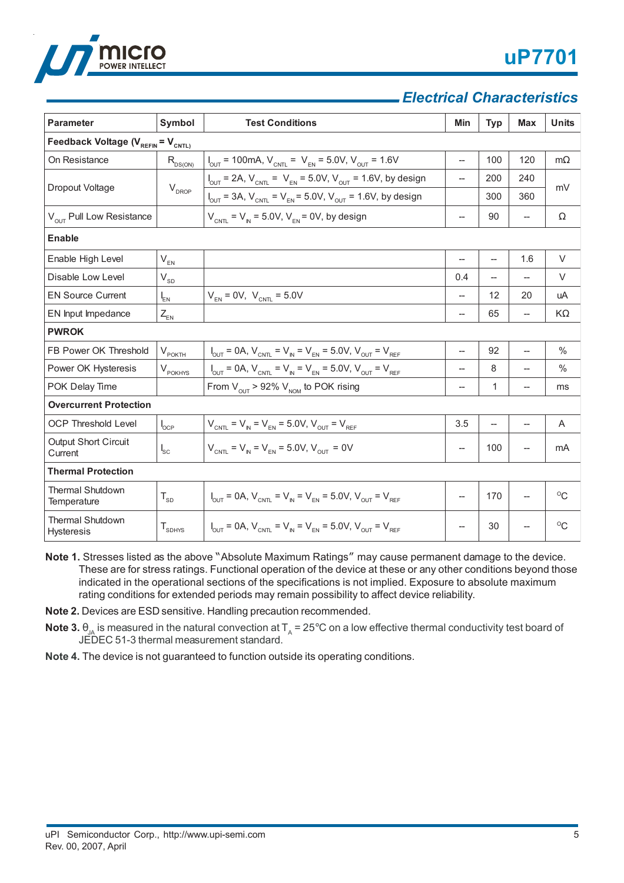## Electrical Characteristics

| Parameter | Symbol | Test Conditions | Min | Typ | Max | Units |
|---|---|---|---|---|---|---|
| **Feedback Voltage ($V_{REFIN}$ = $V_{CNTL}$)** | | | | | | |
| On Resistance | $R_{DS(ON)}$ | $I_{OUT}$ = 100mA, $V_{CNTL}$ = $V_{EN}$ = 5.0V, $V_{OUT}$ = 1.6V | -- | 100 | 120 | mΩ |
| Dropout Voltage | $V_{DROP}$ | $I_{OUT}$ = 2A, $V_{CNTL}$ = $V_{EN}$ = 5.0V, $V_{OUT}$ = 1.6V, by design | -- | 200 | 240 | mV |
| | | $I_{OUT}$ = 3A, $V_{CNTL}$ = $V_{EN}$ = 5.0V, $V_{OUT}$ = 1.6V, by design | | 300 | 360 | |
| $V_{OUT}$ Pull Low Resistance | | $V_{CNTL}$ = $V_{IN}$ = 5.0V, $V_{EN}$ = 0V, by design | -- | 90 | -- | Ω |
| **Enable** | | | | | | |
| Enable High Level | $V_{EN}$ | | -- | -- | 1.6 | V |
| Disable Low Level | $V_{SD}$ | | 0.4 | -- | -- | V |
| EN Source Current | $I_{EN}$ | $V_{EN}$ = 0V, $V_{CNTL}$ = 5.0V | -- | 12 | 20 | uA |
| EN Input Impedance | $Z_{EN}$ | | -- | 65 | -- | KΩ |
| **PWROK** | | | | | | |
| FB Power OK Threshold | $V_{POKTH}$ | $I_{OUT}$ = 0A, $V_{CNTL}$ = $V_{IN}$ = $V_{EN}$ = 5.0V, $V_{OUT}$ = $V_{REF}$ | -- | 92 | -- | % |
| Power OK Hysteresis | $V_{POKHYS}$ | $I_{OUT}$ = 0A, $V_{CNTL}$ = $V_{IN}$ = $V_{EN}$ = 5.0V, $V_{OUT}$ = $V_{REF}$ | -- | 8 | -- | % |
| POK Delay Time | | From $V_{OUT}$ > 92% $V_{NOM}$ to POK rising | -- | 1 | -- | ms |
| **Overcurrent Protection** | | | | | | |
| OCP Threshold Level | $I_{OCP}$ | $V_{CNTL}$ = $V_{IN}$ = $V_{EN}$ = 5.0V, $V_{OUT}$ = $V_{REF}$ | 3.5 | -- | -- | A |
| Output Short Circuit Current | $I_{SC}$ | $V_{CNTL}$ = $V_{IN}$ = $V_{EN}$ = 5.0V, $V_{OUT}$ = 0V | -- | 100 | -- | mA |
| **Thermal Protection** | | | | | | |
| Thermal Shutdown Temperature | $T_{SD}$ | $I_{OUT}$ = 0A, $V_{CNTL}$ = $V_{IN}$ = $V_{EN}$ = 5.0V, $V_{OUT}$ = $V_{REF}$ | -- | 170 | -- | °C |
| Thermal Shutdown Hysteresis | $T_{SDHYS}$ | $I_{OUT}$ = 0A, $V_{CNTL}$ = $V_{IN}$ = $V_{EN}$ = 5.0V, $V_{OUT}$ = $V_{REF}$ | -- | 30 | -- | °C |

**Note 1.** Stresses listed as the above "Absolute Maximum Ratings" may cause permanent damage to the device. These are for stress ratings. Functional operation of the device at these or any other conditions beyond those indicated in the operational sections of the specifications is not implied. Exposure to absolute maximum rating conditions for extended periods may remain possibility to affect device reliability.

**Note 2.** Devices are ESD sensitive. Handling precaution recommended.

**Note 3.** $\theta_{JA}$ is measured in the natural convection at $T_A$ = 25°C on a low effective thermal conductivity test board of JEDEC 51-3 thermal measurement standard.

**Note 4.** The device is not guaranteed to function outside its operating conditions.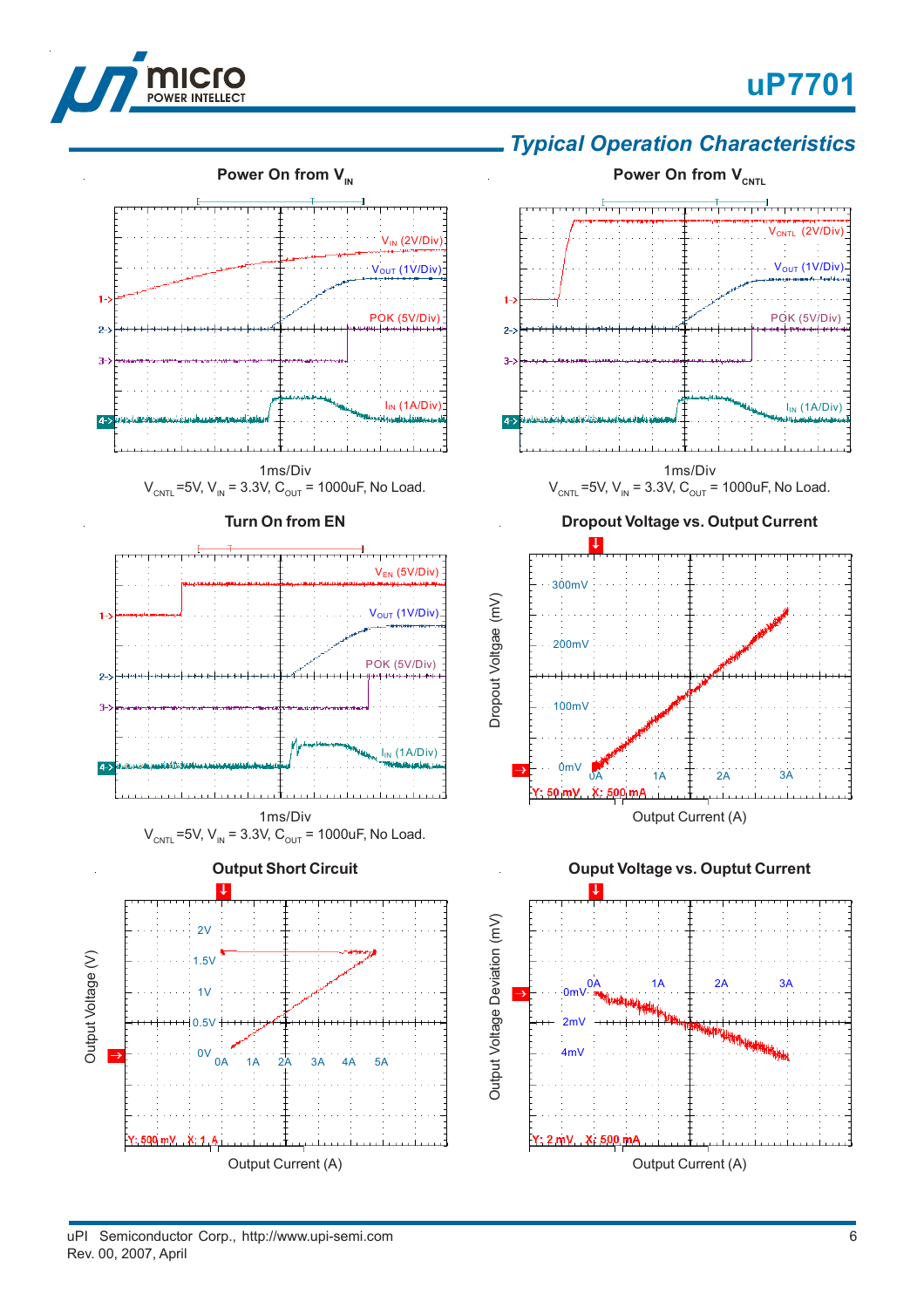## Typical Operation Characteristics

**Power On from $V_{IN}$**

$V_{IN}$ (2V/Div)

$V_{OUT}$ (1V/Div)

POK (5V/Div)

$I_{IN}$ (1A/Div)

1ms/Div

$V_{CNTL}$ =5V, $V_{IN}$ = 3.3V, $C_{OUT}$ = 1000uF, No Load.

**Power On from $V_{CNTL}$**

$V_{CNTL}$ (2V/Div)

$V_{OUT}$ (1V/Div)

POK (5V/Div)

$I_{IN}$ (1A/Div)

1ms/Div

$V_{CNTL}$ =5V, $V_{IN}$ = 3.3V, $C_{OUT}$ = 1000uF, No Load.

**Turn On from EN**

$V_{EN}$ (5V/Div)

$V_{OUT}$ (1V/Div)

POK (5V/Div)

$I_{IN}$ (1A/Div)

1ms/Div

$V_{CNTL}$ =5V, $V_{IN}$ = 3.3V, $C_{OUT}$ = 1000uF, No Load.

**Dropout Voltage vs. Output Current**

Dropout Voltage (mV)

300mV, 200mV, 100mV, 0mV

0A, 1A, 2A, 3A

Y: 50 mV X: 500 mA

Output Current (A)

**Output Short Circuit**

Output Voltage (V)

2V, 1.5V, 1V, 0.5V, 0V

0A, 1A, 2A, 3A, 4A, 5A

Y: 500 mV X: 1 A

Output Current (A)

**Ouput Voltage vs. Ouptut Current**

Output Voltage Deviation (mV)

0mV, 2mV, 4mV

0A, 1A, 2A, 3A

Y: 2 mV X: 500 mA

Output Current (A)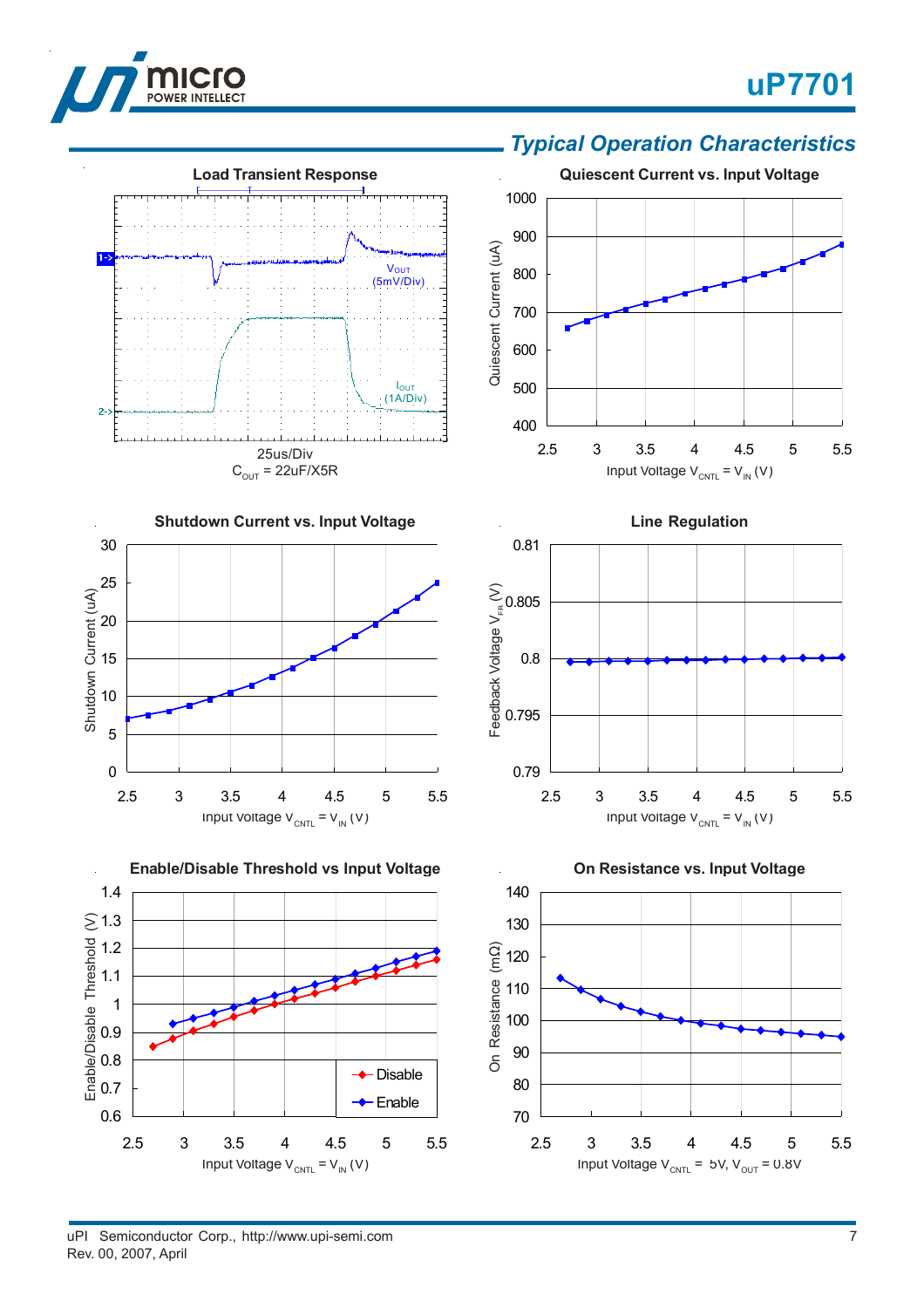## *Typical Operation Characteristics*

**Load Transient Response**

$V_{OUT}$ (5mV/Div)

$I_{OUT}$ (1A/Div)

25us/Div

$C_{OUT}$ = 22uF/X5R

**Quiescent Current vs. Input Voltage**

Quiescent Current (uA)

Input Voltage $V_{CNTL}$ = $V_{IN}$ (V)

**Shutdown Current vs. Input Voltage**

Shutdown Current (uA)

Input Voltage $V_{CNTL}$ = $V_{IN}$ (V)

**Line Regulation**

Feedback Voltage $V_{FB}$ (V)

Input Voltage $V_{CNTL}$ = $V_{IN}$ (V)

**Enable/Disable Threshold vs Input Voltage**

Enable/Disable Threshold (V)

Disable

Enable

Input Voltage $V_{CNTL}$ = $V_{IN}$ (V)

**On Resistance vs. Input Voltage**

On Resistance (mΩ)

Input Voltage $V_{CNTL}$ = 5V, $V_{OUT}$ = 0.8V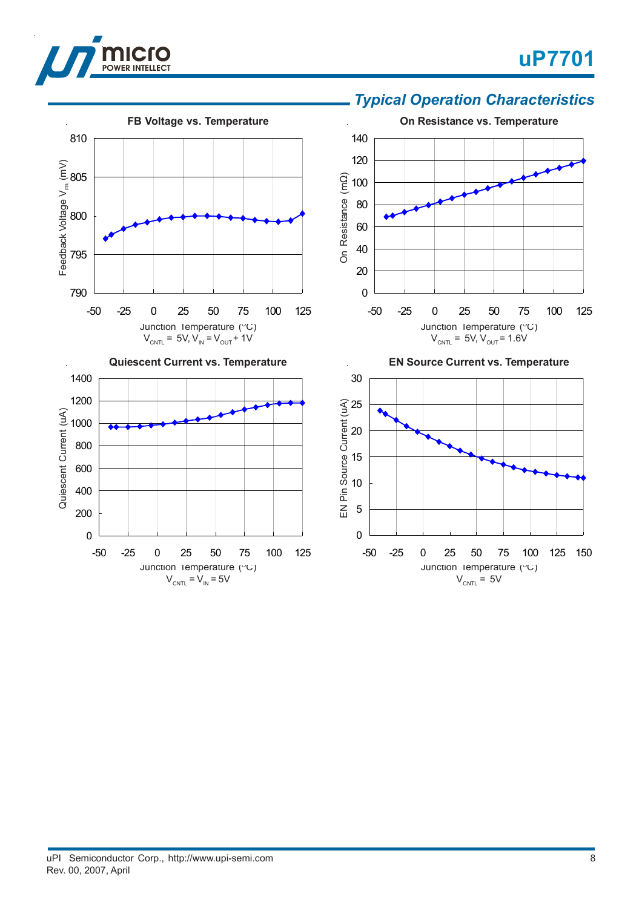## Typical Operation Characteristics

**FB Voltage vs. Temperature**

Feedback Voltage $V_{FB}$ (mV)

Junction Temperature (°C)

$V_{CNTL}$ = 5V, $V_{IN}$ = $V_{OUT}$ + 1V

**On Resistance vs. Temperature**

On Resistance (mΩ)

Junction Temperature (°C)

$V_{CNTL}$ = 5V, $V_{OUT}$ = 1.6V

**Quiescent Current vs. Temperature**

Quiescent Current (uA)

Junction Temperature (°C)

$V_{CNTL}$ = $V_{IN}$ = 5V

**EN Source Current vs. Temperature**

EN Pin Source Current (uA)

Junction Temperature (°C)

$V_{CNTL}$ = 5V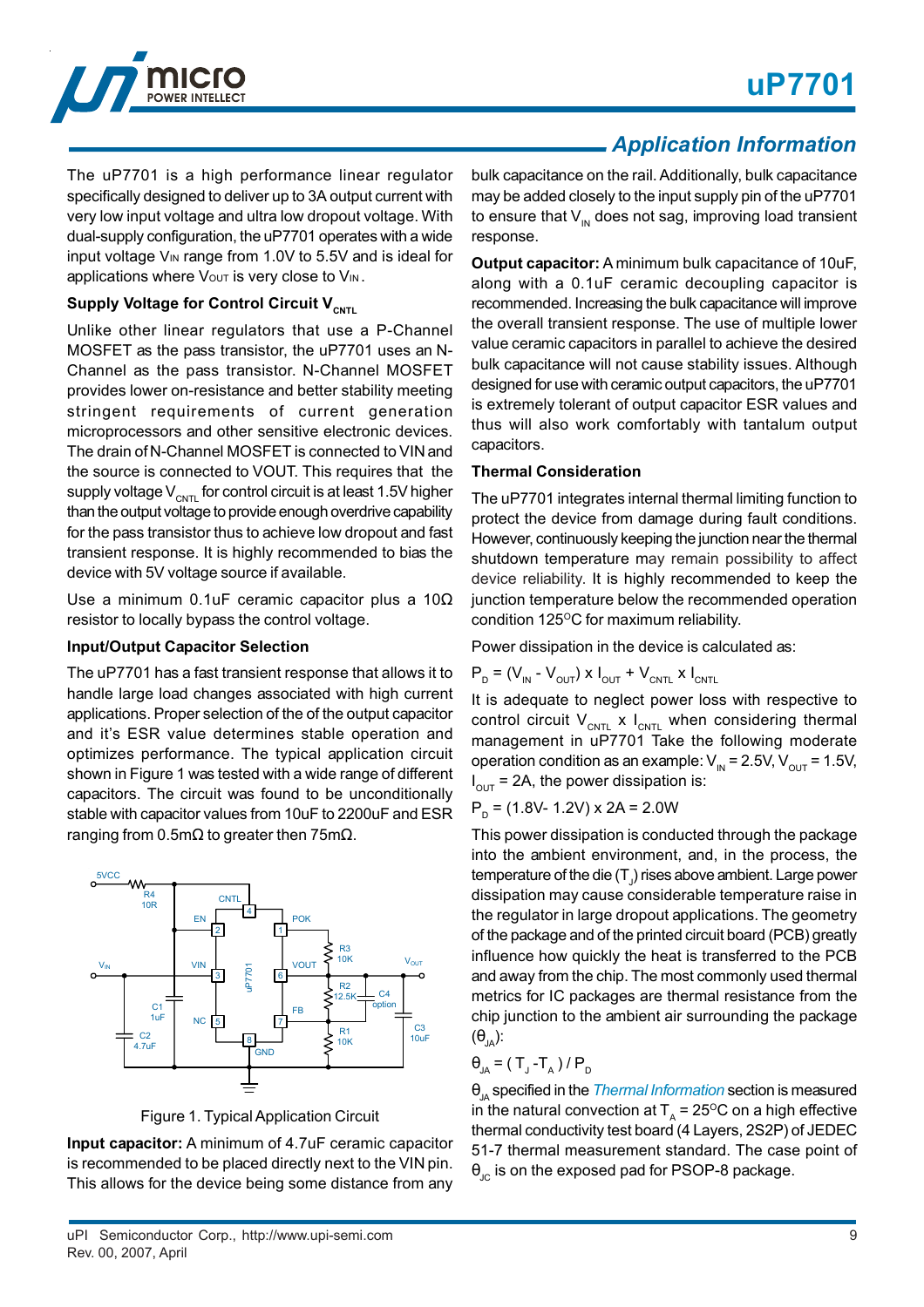## Application Information

The uP7701 is a high performance linear regulator specifically designed to deliver up to 3A output current with very low input voltage and ultra low dropout voltage. With dual-supply configuration, the uP7701 operates with a wide input voltage $V_{IN}$ range from 1.0V to 5.5V and is ideal for applications where $V_{OUT}$ is very close to $V_{IN}$.

### Supply Voltage for Control Circuit $V_{CNTL}$

Unlike other linear regulators that use a P-Channel MOSFET as the pass transistor, the uP7701 uses an N-Channel as the pass transistor. N-Channel MOSFET provides lower on-resistance and better stability meeting stringent requirements of current generation microprocessors and other sensitive electronic devices. The drain of N-Channel MOSFET is connected to VIN and the source is connected to VOUT. This requires that the supply voltage $V_{CNTL}$ for control circuit is at least 1.5V higher than the output voltage to provide enough overdrive capability for the pass transistor thus to achieve low dropout and fast transient response. It is highly recommended to bias the device with 5V voltage source if available.

Use a minimum 0.1uF ceramic capacitor plus a 10Ω resistor to locally bypass the control voltage.

### Input/Output Capacitor Selection

The uP7701 has a fast transient response that allows it to handle large load changes associated with high current applications. Proper selection of the of the output capacitor and it's ESR value determines stable operation and optimizes performance. The typical application circuit shown in Figure 1 was tested with a wide range of different capacitors. The circuit was found to be unconditionally stable with capacitor values from 10uF to 2200uF and ESR ranging from 0.5mΩ to greater then 75mΩ.

Figure 1. Typical Application Circuit

**Input capacitor:** A minimum of 4.7uF ceramic capacitor is recommended to be placed directly next to the VIN pin. This allows for the device being some distance from any bulk capacitance on the rail. Additionally, bulk capacitance may be added closely to the input supply pin of the uP7701 to ensure that $V_{IN}$ does not sag, improving load transient response.

**Output capacitor:** A minimum bulk capacitance of 10uF, along with a 0.1uF ceramic decoupling capacitor is recommended. Increasing the bulk capacitance will improve the overall transient response. The use of multiple lower value ceramic capacitors in parallel to achieve the desired bulk capacitance will not cause stability issues. Although designed for use with ceramic output capacitors, the uP7701 is extremely tolerant of output capacitor ESR values and thus will also work comfortably with tantalum output capacitors.

### Thermal Consideration

The uP7701 integrates internal thermal limiting function to protect the device from damage during fault conditions. However, continuously keeping the junction near the thermal shutdown temperature may remain possibility to affect device reliability. It is highly recommended to keep the junction temperature below the recommended operation condition 125°C for maximum reliability.

Power dissipation in the device is calculated as:

$$P_D = (V_{IN} - V_{OUT}) \times I_{OUT} + V_{CNTL} \times I_{CNTL}$$

It is adequate to neglect power loss with respective to control circuit $V_{CNTL} \times I_{CNTL}$ when considering thermal management in uP7701 Take the following moderate operation condition as an example: $V_{IN}$ = 2.5V, $V_{OUT}$ = 1.5V, $I_{OUT}$ = 2A, the power dissipation is:

$$P_D = (1.8V - 1.2V) \times 2A = 2.0W$$

This power dissipation is conducted through the package into the ambient environment, and, in the process, the temperature of the die ($T_J$) rises above ambient. Large power dissipation may cause considerable temperature raise in the regulator in large dropout applications. The geometry of the package and of the printed circuit board (PCB) greatly influence how quickly the heat is transferred to the PCB and away from the chip. The most commonly used thermal metrics for IC packages are thermal resistance from the chip junction to the ambient air surrounding the package ($\theta_{JA}$):

$$\theta_{JA} = (T_J - T_A) / P_D$$

$\theta_{JA}$ specified in the *Thermal Information* section is measured in the natural convection at $T_A$ = 25°C on a high effective thermal conductivity test board (4 Layers, 2S2P) of JEDEC 51-7 thermal measurement standard. The case point of $\theta_{JC}$ is on the exposed pad for PSOP-8 package.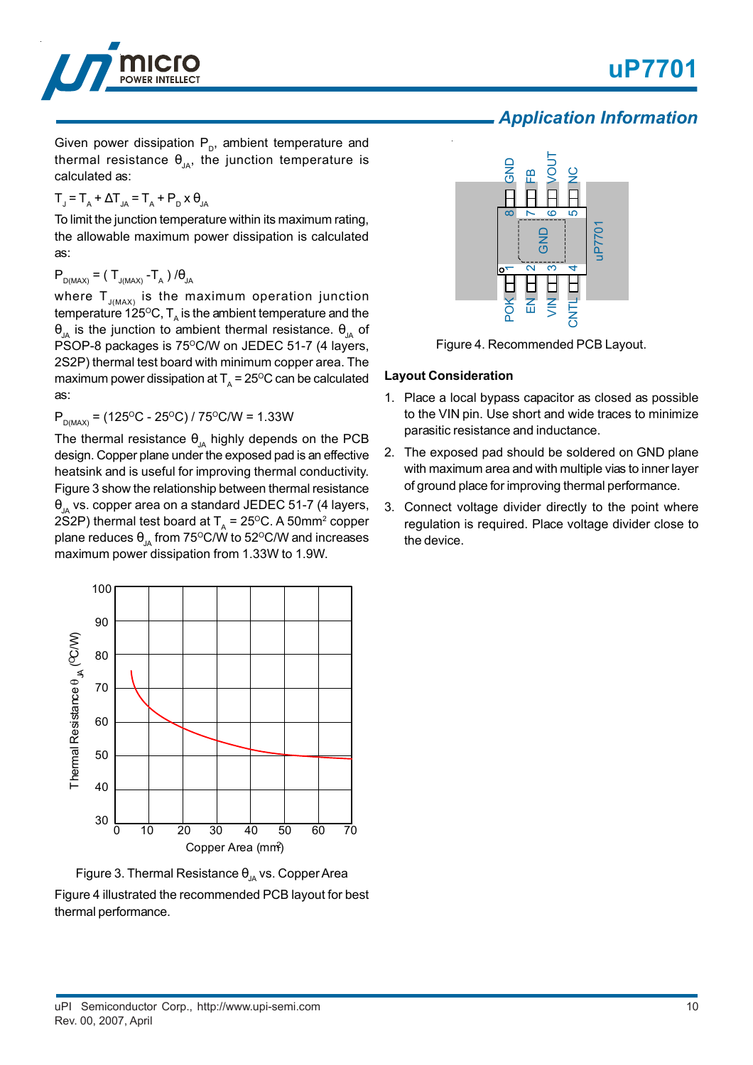## Application Information

Given power dissipation $P_D$, ambient temperature and thermal resistance $\theta_{JA}$, the junction temperature is calculated as:

$$T_J = T_A + \Delta T_{JA} = T_A + P_D \times \theta_{JA}$$

To limit the junction temperature within its maximum rating, the allowable maximum power dissipation is calculated as:

$$P_{D(MAX)} = ( T_{J(MAX)} - T_A ) / \theta_{JA}$$

where $T_{J(MAX)}$ is the maximum operation junction temperature 125°C, $T_A$ is the ambient temperature and the $\theta_{JA}$ is the junction to ambient thermal resistance. $\theta_{JA}$ of PSOP-8 packages is 75°C/W on JEDEC 51-7 (4 layers, 2S2P) thermal test board with minimum copper area. The maximum power dissipation at $T_A$ = 25°C can be calculated as:

$$P_{D(MAX)} = (125^{o}C - 25^{o}C) / 75^{o}C/W = 1.33W$$

The thermal resistance $\theta_{JA}$ highly depends on the PCB design. Copper plane under the exposed pad is an effective heatsink and is useful for improving thermal conductivity. Figure 3 show the relationship between thermal resistance $\theta_{JA}$ vs. copper area on a standard JEDEC 51-7 (4 layers, 2S2P) thermal test board at $T_A$ = 25°C. A 50mm² copper plane reduces $\theta_{JA}$ from 75°C/W to 52°C/W and increases maximum power dissipation from 1.33W to 1.9W.

Figure 3. Thermal Resistance $\theta_{JA}$ vs. Copper Area

Figure 4 illustrated the recommended PCB layout for best thermal performance.

Figure 4. Recommended PCB Layout.

**Layout Consideration**

1. Place a local bypass capacitor as closed as possible to the VIN pin. Use short and wide traces to minimize parasitic resistance and inductance.
2. The exposed pad should be soldered on GND plane with maximum area and with multiple vias to inner layer of ground place for improving thermal performance.
3. Connect voltage divider directly to the point where regulation is required. Place voltage divider close to the device.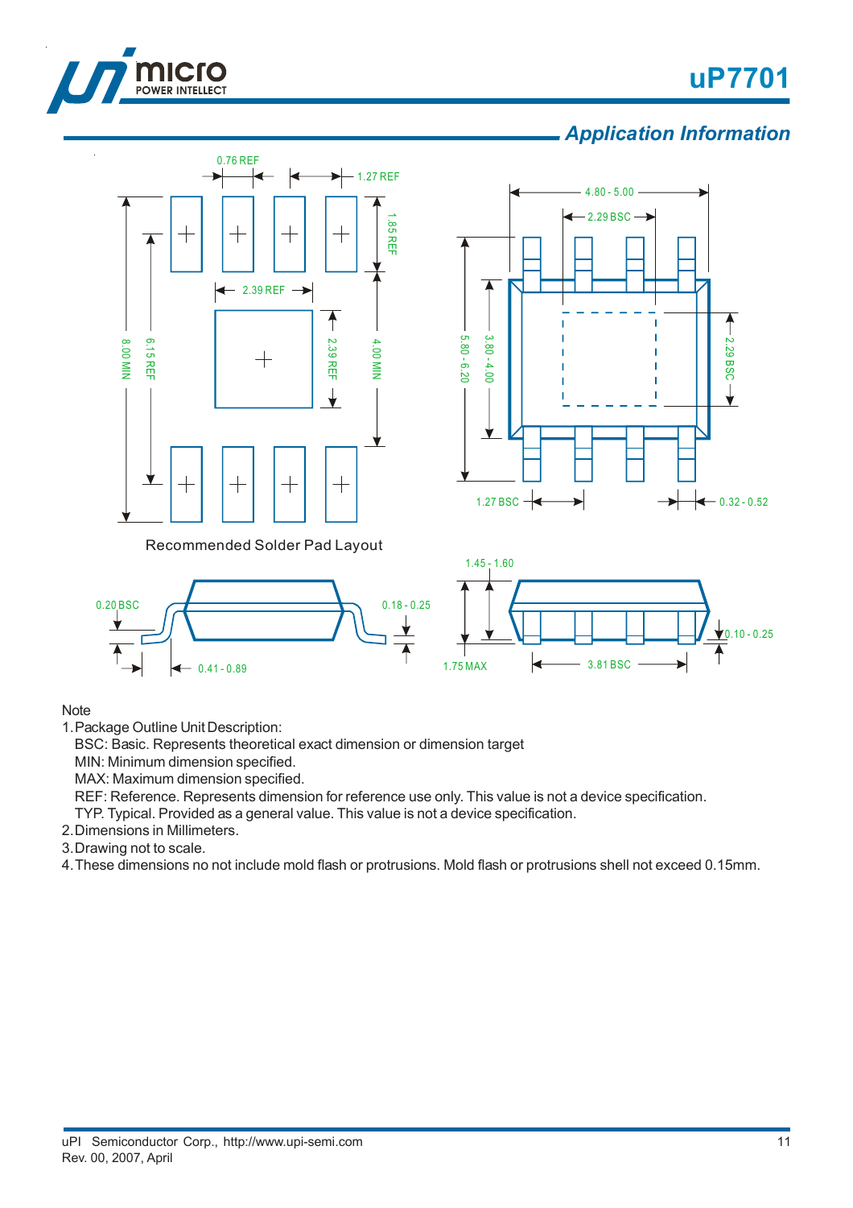## Application Information

0.76 REF
1.27 REF
1.85 REF
2.39 REF
2.39 REF
8.00 MIN
6.15 REF
4.00 MIN

Recommended Solder Pad Layout

4.80 - 5.00
2.29 BSC
5.80 - 6.20
3.80 - 4.00
2.29 BSC
1.27 BSC
0.32 - 0.52

0.20 BSC
0.18 - 0.25
0.41 - 0.89
1.45 - 1.60
1.75 MAX
3.81 BSC
0.10 - 0.25

Note

1. Package Outline Unit Description:
   BSC: Basic. Represents theoretical exact dimension or dimension target
   MIN: Minimum dimension specified.
   MAX: Maximum dimension specified.
   REF: Reference. Represents dimension for reference use only. This value is not a device specification.
   TYP. Typical. Provided as a general value. This value is not a device specification.
2. Dimensions in Millimeters.
3. Drawing not to scale.
4. These dimensions no not include mold flash or protrusions. Mold flash or protrusions shell not exceed 0.15mm.

uPI Semiconductor Corp., http://www.upi-semi.com
Rev. 00, 2007, April